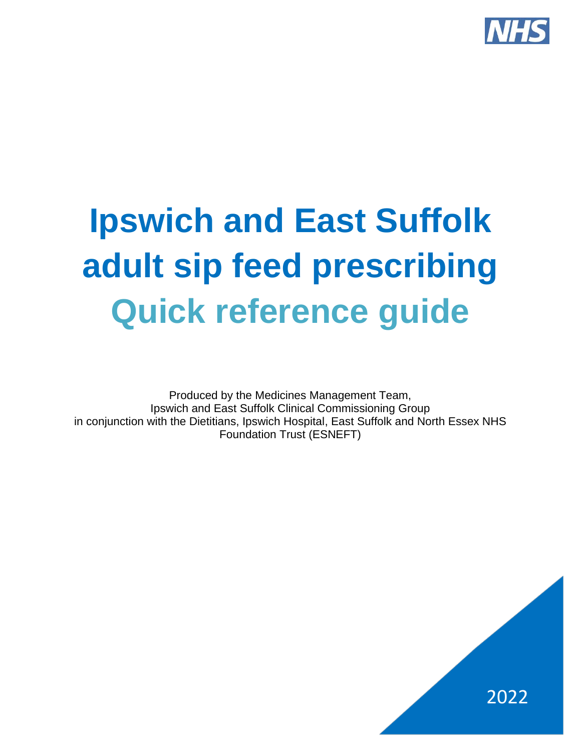NHS

# Ipswich and East Suffolk adult sip feed prescribing

## Quick reference guide

Produced by the Medicines Management Team,
Ipswich and East Suffolk Clinical Commissioning Group
in conjunction with the Dietitians, Ipswich Hospital, East Suffolk and North Essex NHS Foundation Trust (ESNEFT)

2022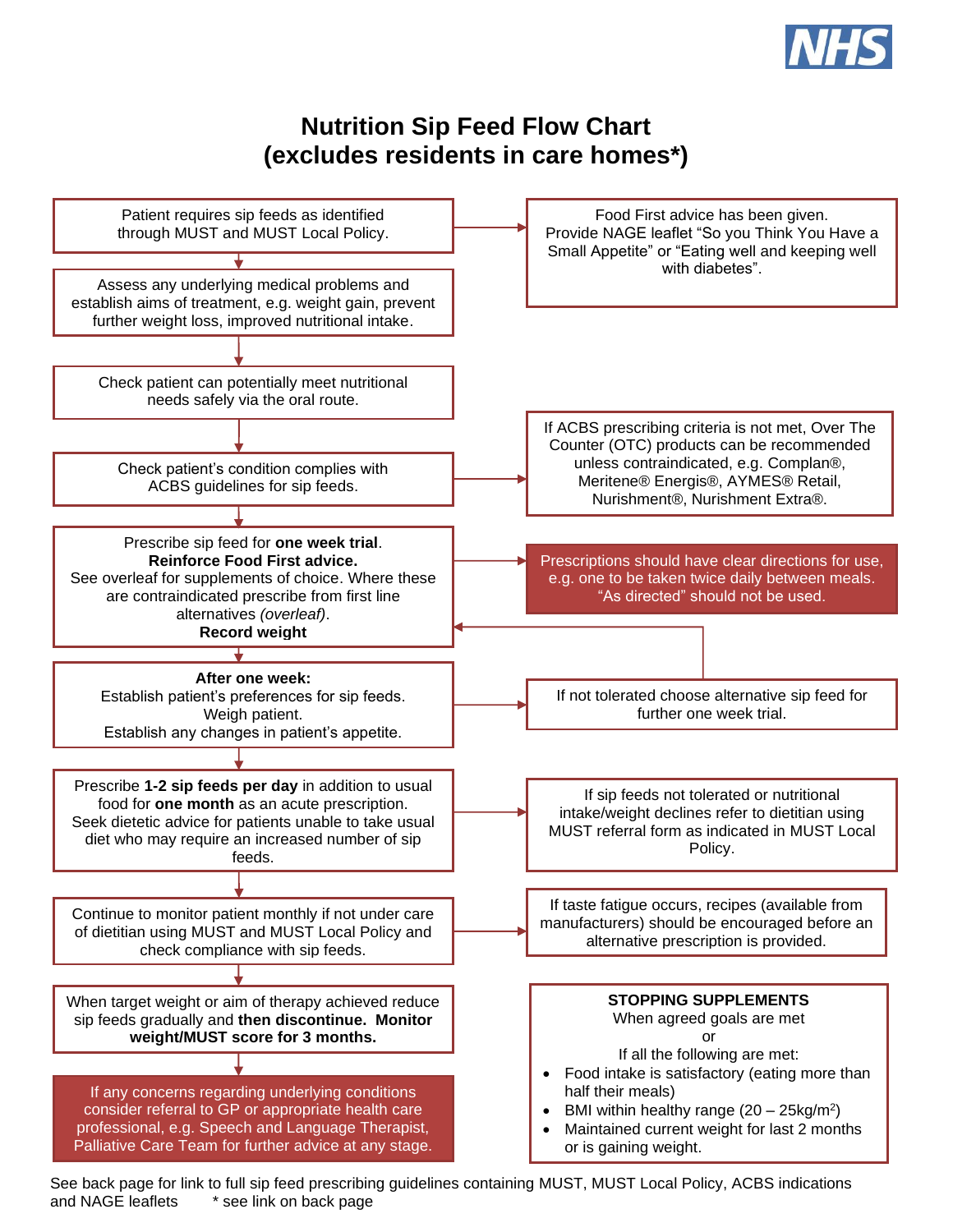# Nutrition Sip Feed Flow Chart
# (excludes residents in care homes*)

Patient requires sip feeds as identified through MUST and MUST Local Policy.

→ Food First advice has been given. Provide NAGE leaflet "So you Think You Have a Small Appetite" or "Eating well and keeping well with diabetes".

↓

Assess any underlying medical problems and establish aims of treatment, e.g. weight gain, prevent further weight loss, improved nutritional intake.

↓

Check patient can potentially meet nutritional needs safely via the oral route.

↓

Check patient's condition complies with ACBS guidelines for sip feeds.

→ If ACBS prescribing criteria is not met, Over The Counter (OTC) products can be recommended unless contraindicated, e.g. Complan®, Meritene® Energis®, AYMES® Retail, Nurishment®, Nurishment Extra®.

↓

Prescribe sip feed for **one week trial**.
**Reinforce Food First advice.**
See overleaf for supplements of choice. Where these are contraindicated prescribe from first line alternatives *(overleaf)*.
**Record weight**

→ Prescriptions should have clear directions for use, e.g. one to be taken twice daily between meals. "As directed" should not be used.

↓

**After one week:**
Establish patient's preferences for sip feeds.
Weigh patient.
Establish any changes in patient's appetite.

→ If not tolerated choose alternative sip feed for further one week trial. (→ return to one week trial step)

↓

Prescribe **1-2 sip feeds per day** in addition to usual food for **one month** as an acute prescription. Seek dietetic advice for patients unable to take usual diet who may require an increased number of sip feeds.

→ If sip feeds not tolerated or nutritional intake/weight declines refer to dietitian using MUST referral form as indicated in MUST Local Policy.

↓

Continue to monitor patient monthly if not under care of dietitian using MUST and MUST Local Policy and check compliance with sip feeds.

→ If taste fatigue occurs, recipes (available from manufacturers) should be encouraged before an alternative prescription is provided.

↓

When target weight or aim of therapy achieved reduce sip feeds gradually and **then discontinue. Monitor weight/MUST score for 3 months.**

↓

If any concerns regarding underlying conditions consider referral to GP or appropriate health care professional, e.g. Speech and Language Therapist, Palliative Care Team for further advice at any stage.

**STOPPING SUPPLEMENTS**
When agreed goals are met
or
If all the following are met:

- Food intake is satisfactory (eating more than half their meals)
- BMI within healthy range (20 – 25kg/m$^2$)
- Maintained current weight for last 2 months or is gaining weight.

See back page for link to full sip feed prescribing guidelines containing MUST, MUST Local Policy, ACBS indications and NAGE leaflets * see link on back page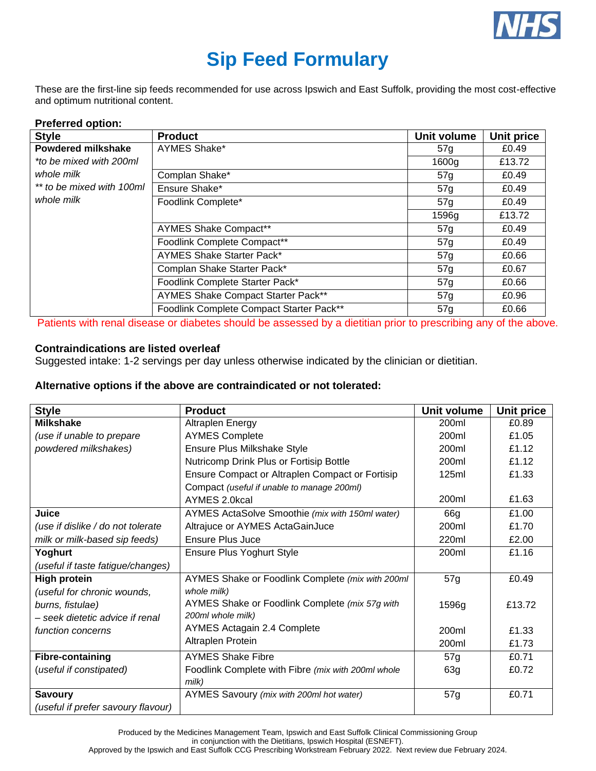# Sip Feed Formulary

These are the first-line sip feeds recommended for use across Ipswich and East Suffolk, providing the most cost-effective and optimum nutritional content.

**Preferred option:**

| Style | Product | Unit volume | Unit price |
|---|---|---|---|
| **Powdered milkshake** *\*to be mixed with 200ml whole milk* *\*\* to be mixed with 100ml whole milk* | AYMES Shake* | 57g | £0.49 |
| | | 1600g | £13.72 |
| | Complan Shake* | 57g | £0.49 |
| | Ensure Shake* | 57g | £0.49 |
| | Foodlink Complete* | 57g | £0.49 |
| | | 1596g | £13.72 |
| | AYMES Shake Compact** | 57g | £0.49 |
| | Foodlink Complete Compact** | 57g | £0.49 |
| | AYMES Shake Starter Pack* | 57g | £0.66 |
| | Complan Shake Starter Pack* | 57g | £0.67 |
| | Foodlink Complete Starter Pack* | 57g | £0.66 |
| | AYMES Shake Compact Starter Pack** | 57g | £0.96 |
| | Foodlink Complete Compact Starter Pack** | 57g | £0.66 |

Patients with renal disease or diabetes should be assessed by a dietitian prior to prescribing any of the above.

**Contraindications are listed overleaf**

Suggested intake: 1-2 servings per day unless otherwise indicated by the clinician or dietitian.

**Alternative options if the above are contraindicated or not tolerated:**

| Style | Product | Unit volume | Unit price |
|---|---|---|---|
| **Milkshake** *(use if unable to prepare powdered milkshakes)* | Altraplen Energy | 200ml | £0.89 |
| | AYMES Complete | 200ml | £1.05 |
| | Ensure Plus Milkshake Style | 200ml | £1.12 |
| | Nutricomp Drink Plus or Fortisip Bottle | 200ml | £1.12 |
| | Ensure Compact or Altraplen Compact or Fortisip Compact *(useful if unable to manage 200ml)* | 125ml | £1.33 |
| | AYMES 2.0kcal | 200ml | £1.63 |
| **Juice** *(use if dislike / do not tolerate milk or milk-based sip feeds)* | AYMES ActaSolve Smoothie *(mix with 150ml water)* | 66g | £1.00 |
| | Altrajuce or AYMES ActaGainJuce | 200ml | £1.70 |
| | Ensure Plus Juce | 220ml | £2.00 |
| **Yoghurt** *(useful if taste fatigue/changes)* | Ensure Plus Yoghurt Style | 200ml | £1.16 |
| **High protein** *(useful for chronic wounds, burns, fistulae) – seek dietetic advice if renal function concerns* | AYMES Shake or Foodlink Complete *(mix with 200ml whole milk)* | 57g | £0.49 |
| | AYMES Shake or Foodlink Complete *(mix 57g with 200ml whole milk)* | 1596g | £13.72 |
| | AYMES Actagain 2.4 Complete | 200ml | £1.33 |
| | Altraplen Protein | 200ml | £1.73 |
| **Fibre-containing** *(useful if constipated)* | AYMES Shake Fibre | 57g | £0.71 |
| | Foodlink Complete with Fibre *(mix with 200ml whole milk)* | 63g | £0.72 |
| **Savoury** *(useful if prefer savoury flavour)* | AYMES Savoury *(mix with 200ml hot water)* | 57g | £0.71 |

Produced by the Medicines Management Team, Ipswich and East Suffolk Clinical Commissioning Group in conjunction with the Dietitians, Ipswich Hospital (ESNEFT).
Approved by the Ipswich and East Suffolk CCG Prescribing Workstream February 2022. Next review due February 2024.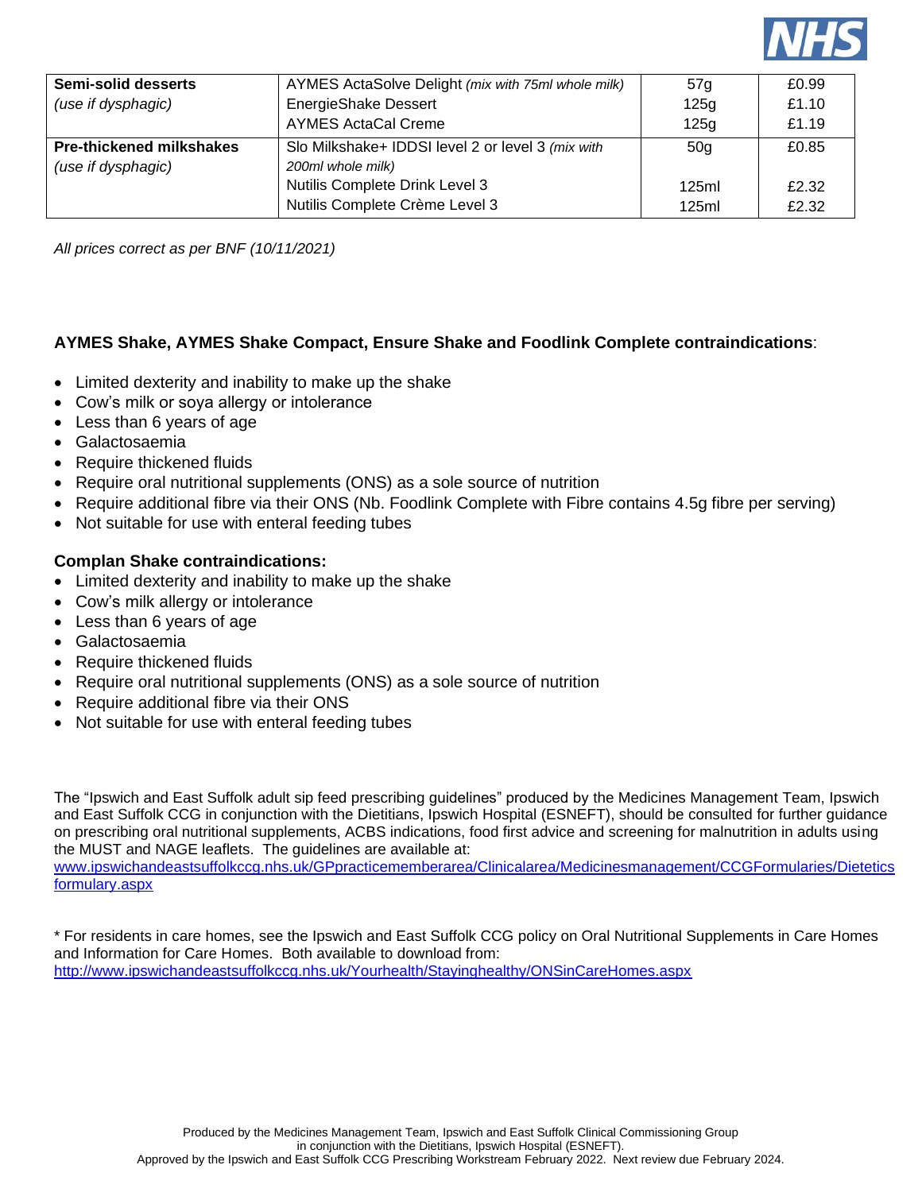| | | | |
|---|---|---|---|
| **Semi-solid desserts** *(use if dysphagic)* | AYMES ActaSolve Delight *(mix with 75ml whole milk)* | 57g | £0.99 |
| | EnergieShake Dessert | 125g | £1.10 |
| | AYMES ActaCal Creme | 125g | £1.19 |
| **Pre-thickened milkshakes** *(use if dysphagic)* | Slo Milkshake+ IDDSI level 2 or level 3 *(mix with 200ml whole milk)* | 50g | £0.85 |
| | Nutilis Complete Drink Level 3 | 125ml | £2.32 |
| | Nutilis Complete Crème Level 3 | 125ml | £2.32 |

*All prices correct as per BNF (10/11/2021)*

**AYMES Shake, AYMES Shake Compact, Ensure Shake and Foodlink Complete contraindications**:

- Limited dexterity and inability to make up the shake
- Cow's milk or soya allergy or intolerance
- Less than 6 years of age
- Galactosaemia
- Require thickened fluids
- Require oral nutritional supplements (ONS) as a sole source of nutrition
- Require additional fibre via their ONS (Nb. Foodlink Complete with Fibre contains 4.5g fibre per serving)
- Not suitable for use with enteral feeding tubes

**Complan Shake contraindications:**

- Limited dexterity and inability to make up the shake
- Cow's milk allergy or intolerance
- Less than 6 years of age
- Galactosaemia
- Require thickened fluids
- Require oral nutritional supplements (ONS) as a sole source of nutrition
- Require additional fibre via their ONS
- Not suitable for use with enteral feeding tubes

The "Ipswich and East Suffolk adult sip feed prescribing guidelines" produced by the Medicines Management Team, Ipswich and East Suffolk CCG in conjunction with the Dietitians, Ipswich Hospital (ESNEFT), should be consulted for further guidance on prescribing oral nutritional supplements, ACBS indications, food first advice and screening for malnutrition in adults using the MUST and NAGE leaflets. The guidelines are available at: www.ipswichandeastsuffolkccg.nhs.uk/GPpracticememberarea/Clinicalarea/Medicinesmanagement/CCGFormularies/Dieteticsformulary.aspx

* For residents in care homes, see the Ipswich and East Suffolk CCG policy on Oral Nutritional Supplements in Care Homes and Information for Care Homes. Both available to download from: http://www.ipswichandeastsuffolkccg.nhs.uk/Yourhealth/Stayinghealthy/ONSinCareHomes.aspx

Produced by the Medicines Management Team, Ipswich and East Suffolk Clinical Commissioning Group in conjunction with the Dietitians, Ipswich Hospital (ESNEFT).
Approved by the Ipswich and East Suffolk CCG Prescribing Workstream February 2022. Next review due February 2024.